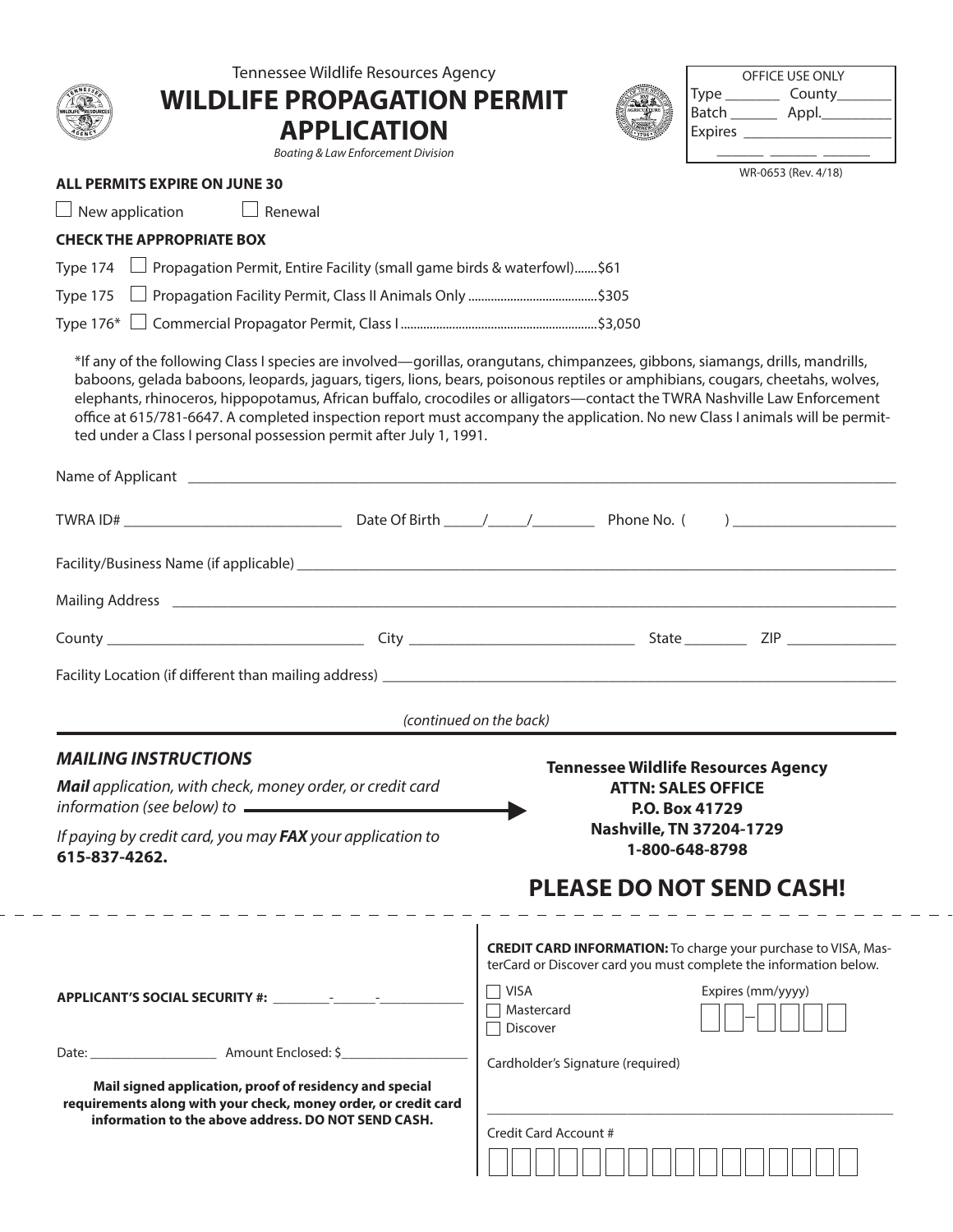Tennessee Wildlife Resources Agency

# WILDLIFE PROPAGATION PERMIT APPLICATION

*Boating & Law Enforcement Division*

| OFFICE USE ONLY | |
|---|---|
| Type _______ | County_______ |
| Batch ______ | Appl._________ |
| Expires ___________________ | |
| ______ ______ ______ | |

WR-0653 (Rev. 4/18)

**ALL PERMITS EXPIRE ON JUNE 30**

☐ New application ☐ Renewal

**CHECK THE APPROPRIATE BOX**

Type 174 ☐ Propagation Permit, Entire Facility (small game birds & waterfowl).......$61

Type 175 ☐ Propagation Facility Permit, Class II Animals Only .......................................$305

Type 176* ☐ Commercial Propagator Permit, Class I ...........................................................$3,050

*If any of the following Class I species are involved—gorillas, orangutans, chimpanzees, gibbons, siamangs, drills, mandrills, baboons, gelada baboons, leopards, jaguars, tigers, lions, bears, poisonous reptiles or amphibians, cougars, cheetahs, wolves, elephants, rhinoceros, hippopotamus, African buffalo, crocodiles or alligators—contact the TWRA Nashville Law Enforcement office at 615/781-6647. A completed inspection report must accompany the application. No new Class I animals will be permitted under a Class I personal possession permit after July 1, 1991.

Name of Applicant ____________________________________________________________

TWRA ID# ____________________ Date Of Birth _____/_____/________ Phone No. ( ) ____________________

Facility/Business Name (if applicable) ____________________________________________________________

Mailing Address ____________________________________________________________

County ____________________ City ____________________ State ________ ZIP ______________

Facility Location (if different than mailing address) ____________________________________________________________

*(continued on the back)*

## *MAILING INSTRUCTIONS*

***Mail** application, with check, money order, or credit card information (see below) to* →

**Tennessee Wildlife Resources Agency**
**ATTN: SALES OFFICE**
**P.O. Box 41729**
**Nashville, TN 37204-1729**
**1-800-648-8798**

*If paying by credit card, you may **FAX** your application to* **615-837-4262.**

## PLEASE DO NOT SEND CASH!

**APPLICANT'S SOCIAL SECURITY #:** ________-______-____________

Date: __________________ Amount Enclosed: $__________________

**Mail signed application, proof of residency and special requirements along with your check, money order, or credit card information to the above address. DO NOT SEND CASH.**

**CREDIT CARD INFORMATION:** To charge your purchase to VISA, MasterCard or Discover card you must complete the information below.

☐ VISA
☐ Mastercard
☐ Discover

Expires (mm/yyyy) ☐☐–☐☐☐☐

Cardholder's Signature (required)

____________________________________________________________

Credit Card Account #

☐☐☐☐☐☐☐☐☐☐☐☐☐☐☐☐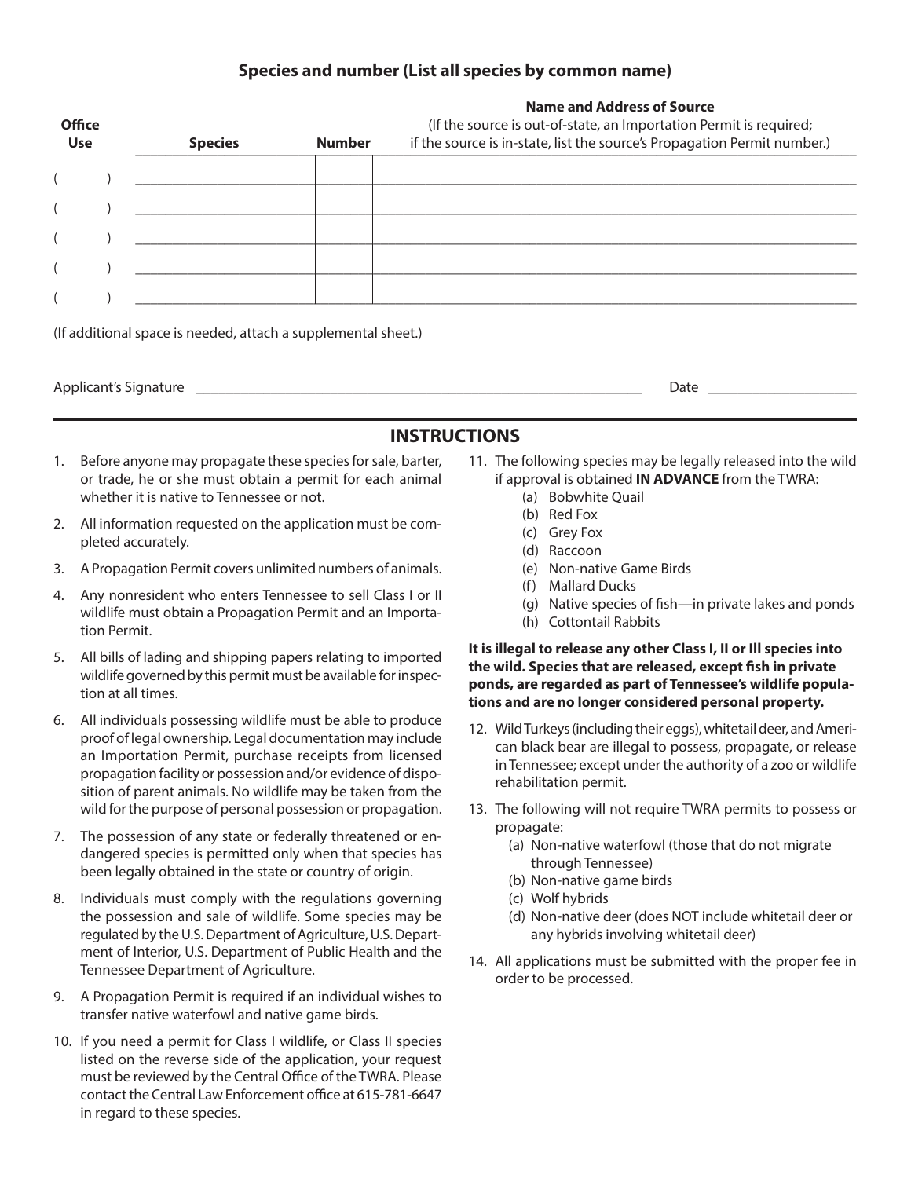### Species and number (List all species by common name)

| Office Use | Species | Number | Name and Address of Source (If the source is out-of-state, an Importation Permit is required; if the source is in-state, list the source's Propagation Permit number.) |
|---|---|---|---|
| ( ) | | | |
| ( ) | | | |
| ( ) | | | |
| ( ) | | | |
| ( ) | | | |

(If additional space is needed, attach a supplemental sheet.)

Applicant's Signature _______________________________________________ Date ____________________

## INSTRUCTIONS

1. Before anyone may propagate these species for sale, barter, or trade, he or she must obtain a permit for each animal whether it is native to Tennessee or not.
2. All information requested on the application must be completed accurately.
3. A Propagation Permit covers unlimited numbers of animals.
4. Any nonresident who enters Tennessee to sell Class I or II wildlife must obtain a Propagation Permit and an Importation Permit.
5. All bills of lading and shipping papers relating to imported wildlife governed by this permit must be available for inspection at all times.
6. All individuals possessing wildlife must be able to produce proof of legal ownership. Legal documentation may include an Importation Permit, purchase receipts from licensed propagation facility or possession and/or evidence of disposition of parent animals. No wildlife may be taken from the wild for the purpose of personal possession or propagation.
7. The possession of any state or federally threatened or endangered species is permitted only when that species has been legally obtained in the state or country of origin.
8. Individuals must comply with the regulations governing the possession and sale of wildlife. Some species may be regulated by the U.S. Department of Agriculture, U.S. Department of Interior, U.S. Department of Public Health and the Tennessee Department of Agriculture.
9. A Propagation Permit is required if an individual wishes to transfer native waterfowl and native game birds.
10. If you need a permit for Class I wildlife, or Class II species listed on the reverse side of the application, your request must be reviewed by the Central Office of the TWRA. Please contact the Central Law Enforcement office at 615-781-6647 in regard to these species.
11. The following species may be legally released into the wild if approval is obtained **IN ADVANCE** from the TWRA:
    - (a) Bobwhite Quail
    - (b) Red Fox
    - (c) Grey Fox
    - (d) Raccoon
    - (e) Non-native Game Birds
    - (f) Mallard Ducks
    - (g) Native species of fish—in private lakes and ponds
    - (h) Cottontail Rabbits

**It is illegal to release any other Class I, II or III species into the wild. Species that are released, except fish in private ponds, are regarded as part of Tennessee's wildlife populations and are no longer considered personal property.**

12. Wild Turkeys (including their eggs), whitetail deer, and American black bear are illegal to possess, propagate, or release in Tennessee; except under the authority of a zoo or wildlife rehabilitation permit.
13. The following will not require TWRA permits to possess or propagate:
    - (a) Non-native waterfowl (those that do not migrate through Tennessee)
    - (b) Non-native game birds
    - (c) Wolf hybrids
    - (d) Non-native deer (does NOT include whitetail deer or any hybrids involving whitetail deer)
14. All applications must be submitted with the proper fee in order to be processed.